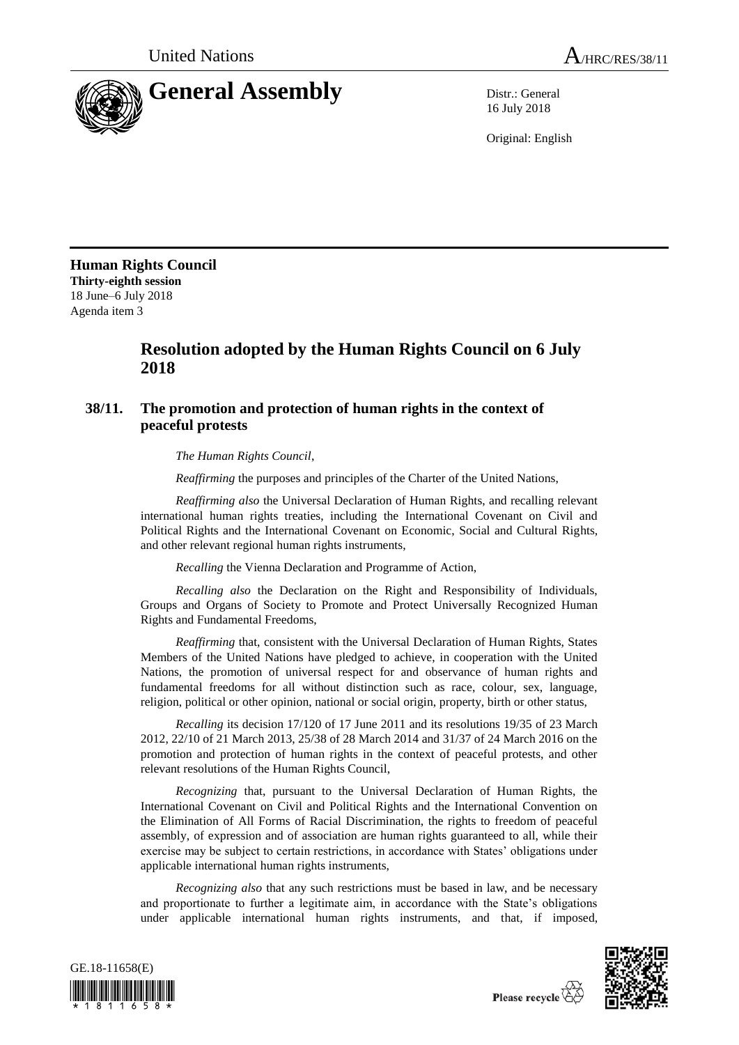United Nations A/HRC/RES/38/11

# General Assembly

Distr.: General
16 July 2018

Original: English

**Human Rights Council**
**Thirty-eighth session**
18 June–6 July 2018
Agenda item 3

## Resolution adopted by the Human Rights Council on 6 July 2018

### 38/11. The promotion and protection of human rights in the context of peaceful protests

*The Human Rights Council*,

*Reaffirming* the purposes and principles of the Charter of the United Nations,

*Reaffirming also* the Universal Declaration of Human Rights, and recalling relevant international human rights treaties, including the International Covenant on Civil and Political Rights and the International Covenant on Economic, Social and Cultural Rights, and other relevant regional human rights instruments,

*Recalling* the Vienna Declaration and Programme of Action,

*Recalling also* the Declaration on the Right and Responsibility of Individuals, Groups and Organs of Society to Promote and Protect Universally Recognized Human Rights and Fundamental Freedoms,

*Reaffirming* that, consistent with the Universal Declaration of Human Rights, States Members of the United Nations have pledged to achieve, in cooperation with the United Nations, the promotion of universal respect for and observance of human rights and fundamental freedoms for all without distinction such as race, colour, sex, language, religion, political or other opinion, national or social origin, property, birth or other status,

*Recalling* its decision 17/120 of 17 June 2011 and its resolutions 19/35 of 23 March 2012, 22/10 of 21 March 2013, 25/38 of 28 March 2014 and 31/37 of 24 March 2016 on the promotion and protection of human rights in the context of peaceful protests, and other relevant resolutions of the Human Rights Council,

*Recognizing* that, pursuant to the Universal Declaration of Human Rights, the International Covenant on Civil and Political Rights and the International Convention on the Elimination of All Forms of Racial Discrimination, the rights to freedom of peaceful assembly, of expression and of association are human rights guaranteed to all, while their exercise may be subject to certain restrictions, in accordance with States' obligations under applicable international human rights instruments,

*Recognizing also* that any such restrictions must be based in law, and be necessary and proportionate to further a legitimate aim, in accordance with the State's obligations under applicable international human rights instruments, and that, if imposed,

GE.18-11658(E)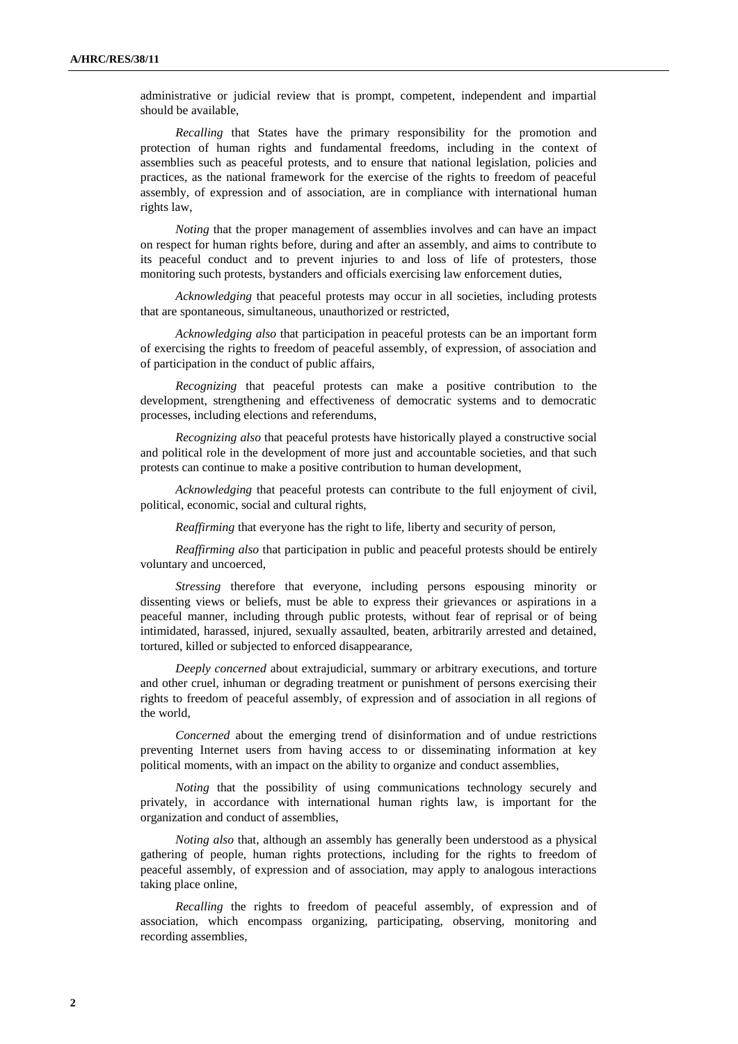administrative or judicial review that is prompt, competent, independent and impartial should be available,

*Recalling* that States have the primary responsibility for the promotion and protection of human rights and fundamental freedoms, including in the context of assemblies such as peaceful protests, and to ensure that national legislation, policies and practices, as the national framework for the exercise of the rights to freedom of peaceful assembly, of expression and of association, are in compliance with international human rights law,

*Noting* that the proper management of assemblies involves and can have an impact on respect for human rights before, during and after an assembly, and aims to contribute to its peaceful conduct and to prevent injuries to and loss of life of protesters, those monitoring such protests, bystanders and officials exercising law enforcement duties,

*Acknowledging* that peaceful protests may occur in all societies, including protests that are spontaneous, simultaneous, unauthorized or restricted,

*Acknowledging also* that participation in peaceful protests can be an important form of exercising the rights to freedom of peaceful assembly, of expression, of association and of participation in the conduct of public affairs,

*Recognizing* that peaceful protests can make a positive contribution to the development, strengthening and effectiveness of democratic systems and to democratic processes, including elections and referendums,

*Recognizing also* that peaceful protests have historically played a constructive social and political role in the development of more just and accountable societies, and that such protests can continue to make a positive contribution to human development,

*Acknowledging* that peaceful protests can contribute to the full enjoyment of civil, political, economic, social and cultural rights,

*Reaffirming* that everyone has the right to life, liberty and security of person,

*Reaffirming also* that participation in public and peaceful protests should be entirely voluntary and uncoerced,

*Stressing* therefore that everyone, including persons espousing minority or dissenting views or beliefs, must be able to express their grievances or aspirations in a peaceful manner, including through public protests, without fear of reprisal or of being intimidated, harassed, injured, sexually assaulted, beaten, arbitrarily arrested and detained, tortured, killed or subjected to enforced disappearance,

*Deeply concerned* about extrajudicial, summary or arbitrary executions, and torture and other cruel, inhuman or degrading treatment or punishment of persons exercising their rights to freedom of peaceful assembly, of expression and of association in all regions of the world,

*Concerned* about the emerging trend of disinformation and of undue restrictions preventing Internet users from having access to or disseminating information at key political moments, with an impact on the ability to organize and conduct assemblies,

*Noting* that the possibility of using communications technology securely and privately, in accordance with international human rights law, is important for the organization and conduct of assemblies,

*Noting also* that, although an assembly has generally been understood as a physical gathering of people, human rights protections, including for the rights to freedom of peaceful assembly, of expression and of association, may apply to analogous interactions taking place online,

*Recalling* the rights to freedom of peaceful assembly, of expression and of association, which encompass organizing, participating, observing, monitoring and recording assemblies,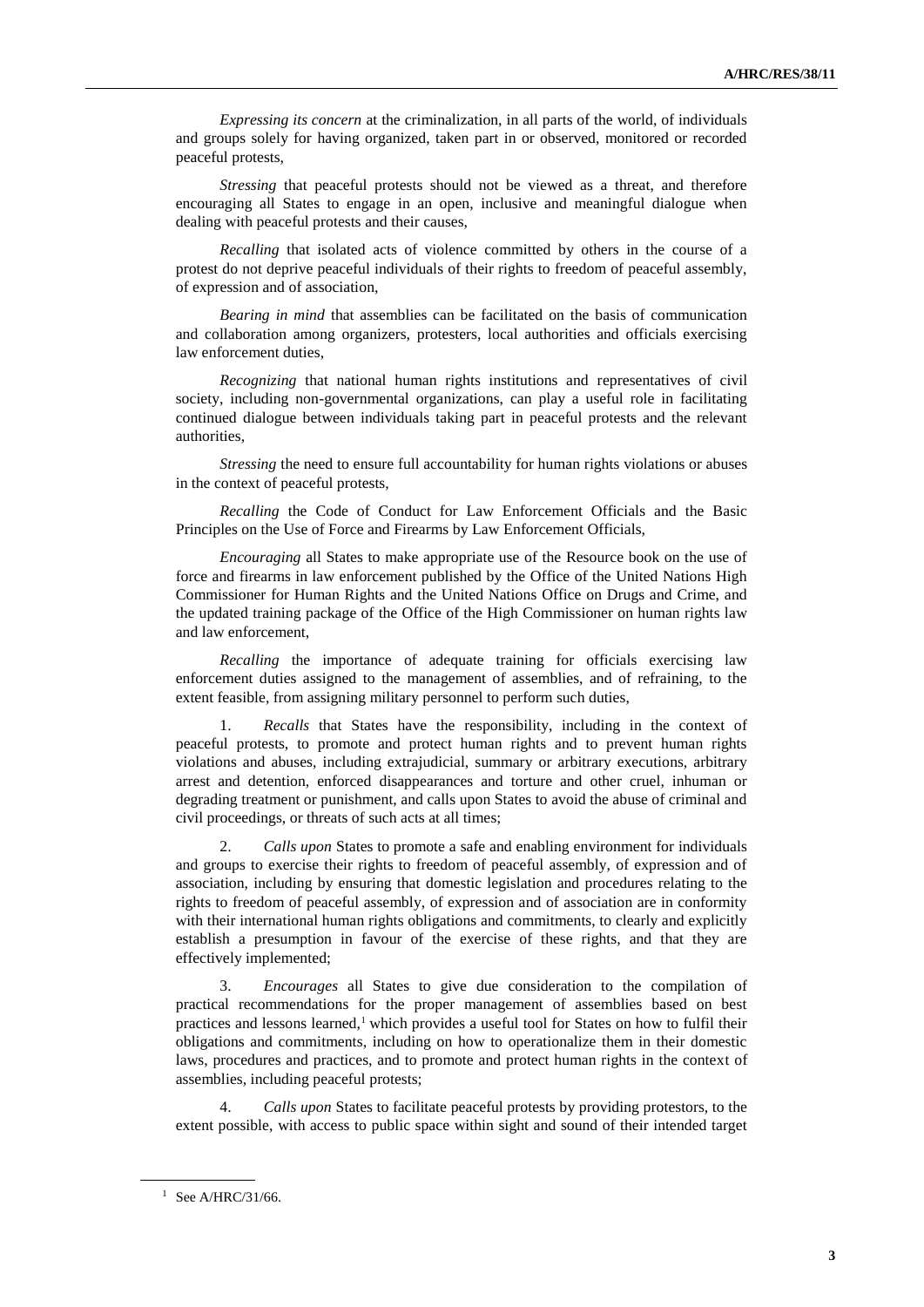*Expressing its concern* at the criminalization, in all parts of the world, of individuals and groups solely for having organized, taken part in or observed, monitored or recorded peaceful protests,

*Stressing* that peaceful protests should not be viewed as a threat, and therefore encouraging all States to engage in an open, inclusive and meaningful dialogue when dealing with peaceful protests and their causes,

*Recalling* that isolated acts of violence committed by others in the course of a protest do not deprive peaceful individuals of their rights to freedom of peaceful assembly, of expression and of association,

*Bearing in mind* that assemblies can be facilitated on the basis of communication and collaboration among organizers, protesters, local authorities and officials exercising law enforcement duties,

*Recognizing* that national human rights institutions and representatives of civil society, including non-governmental organizations, can play a useful role in facilitating continued dialogue between individuals taking part in peaceful protests and the relevant authorities,

*Stressing* the need to ensure full accountability for human rights violations or abuses in the context of peaceful protests,

*Recalling* the Code of Conduct for Law Enforcement Officials and the Basic Principles on the Use of Force and Firearms by Law Enforcement Officials,

*Encouraging* all States to make appropriate use of the Resource book on the use of force and firearms in law enforcement published by the Office of the United Nations High Commissioner for Human Rights and the United Nations Office on Drugs and Crime, and the updated training package of the Office of the High Commissioner on human rights law and law enforcement,

*Recalling* the importance of adequate training for officials exercising law enforcement duties assigned to the management of assemblies, and of refraining, to the extent feasible, from assigning military personnel to perform such duties,

1. *Recalls* that States have the responsibility, including in the context of peaceful protests, to promote and protect human rights and to prevent human rights violations and abuses, including extrajudicial, summary or arbitrary executions, arbitrary arrest and detention, enforced disappearances and torture and other cruel, inhuman or degrading treatment or punishment, and calls upon States to avoid the abuse of criminal and civil proceedings, or threats of such acts at all times;

2. *Calls upon* States to promote a safe and enabling environment for individuals and groups to exercise their rights to freedom of peaceful assembly, of expression and of association, including by ensuring that domestic legislation and procedures relating to the rights to freedom of peaceful assembly, of expression and of association are in conformity with their international human rights obligations and commitments, to clearly and explicitly establish a presumption in favour of the exercise of these rights, and that they are effectively implemented;

3. *Encourages* all States to give due consideration to the compilation of practical recommendations for the proper management of assemblies based on best practices and lessons learned,[1] which provides a useful tool for States on how to fulfil their obligations and commitments, including on how to operationalize them in their domestic laws, procedures and practices, and to promote and protect human rights in the context of assemblies, including peaceful protests;

4. *Calls upon* States to facilitate peaceful protests by providing protestors, to the extent possible, with access to public space within sight and sound of their intended target

---

[1] See A/HRC/31/66.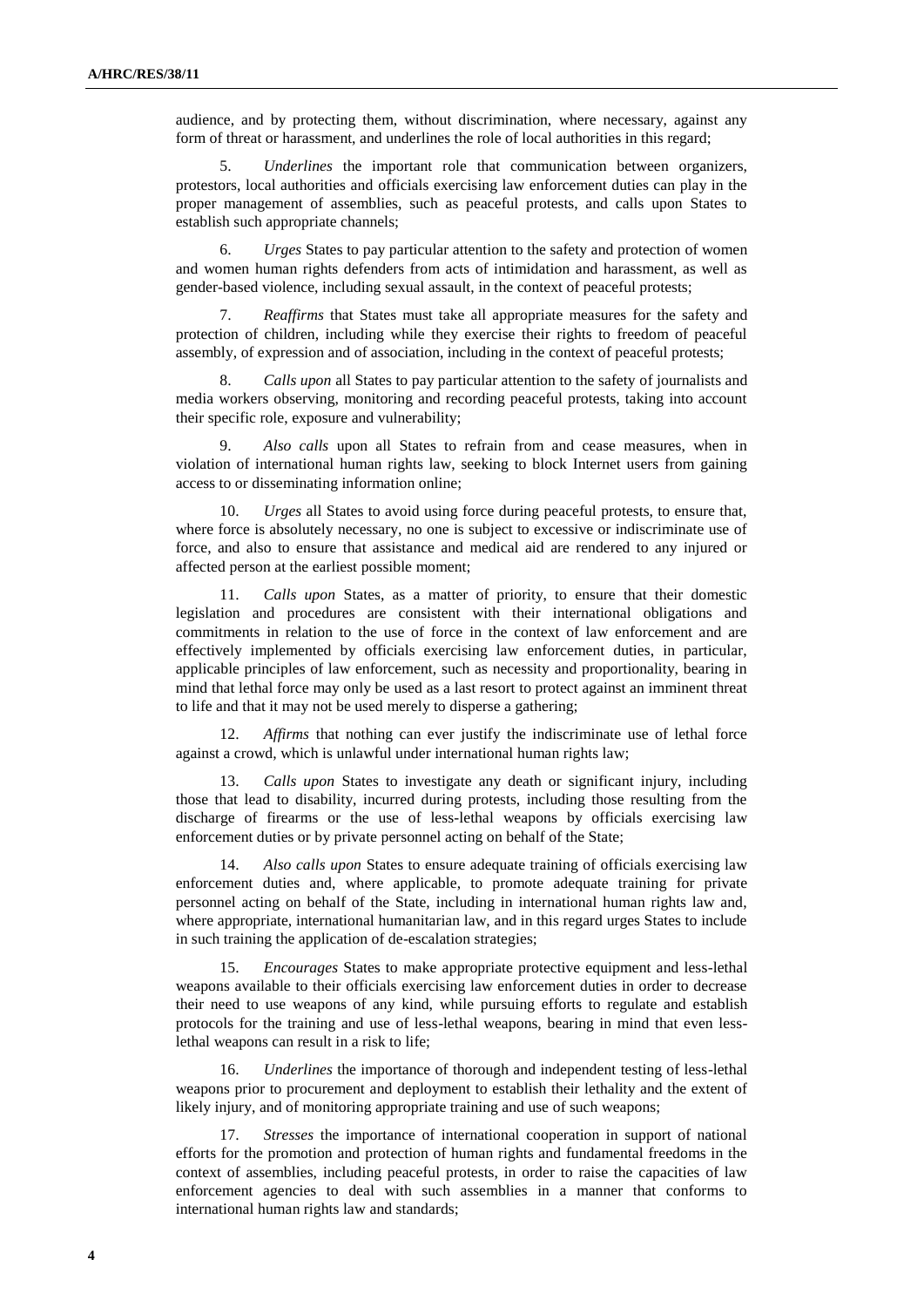audience, and by protecting them, without discrimination, where necessary, against any form of threat or harassment, and underlines the role of local authorities in this regard;

5. *Underlines* the important role that communication between organizers, protestors, local authorities and officials exercising law enforcement duties can play in the proper management of assemblies, such as peaceful protests, and calls upon States to establish such appropriate channels;

6. *Urges* States to pay particular attention to the safety and protection of women and women human rights defenders from acts of intimidation and harassment, as well as gender-based violence, including sexual assault, in the context of peaceful protests;

7. *Reaffirms* that States must take all appropriate measures for the safety and protection of children, including while they exercise their rights to freedom of peaceful assembly, of expression and of association, including in the context of peaceful protests;

8. *Calls upon* all States to pay particular attention to the safety of journalists and media workers observing, monitoring and recording peaceful protests, taking into account their specific role, exposure and vulnerability;

9. *Also calls* upon all States to refrain from and cease measures, when in violation of international human rights law, seeking to block Internet users from gaining access to or disseminating information online;

10. *Urges* all States to avoid using force during peaceful protests, to ensure that, where force is absolutely necessary, no one is subject to excessive or indiscriminate use of force, and also to ensure that assistance and medical aid are rendered to any injured or affected person at the earliest possible moment;

11. *Calls upon* States, as a matter of priority, to ensure that their domestic legislation and procedures are consistent with their international obligations and commitments in relation to the use of force in the context of law enforcement and are effectively implemented by officials exercising law enforcement duties, in particular, applicable principles of law enforcement, such as necessity and proportionality, bearing in mind that lethal force may only be used as a last resort to protect against an imminent threat to life and that it may not be used merely to disperse a gathering;

12. *Affirms* that nothing can ever justify the indiscriminate use of lethal force against a crowd, which is unlawful under international human rights law;

13. *Calls upon* States to investigate any death or significant injury, including those that lead to disability, incurred during protests, including those resulting from the discharge of firearms or the use of less-lethal weapons by officials exercising law enforcement duties or by private personnel acting on behalf of the State;

14. *Also calls upon* States to ensure adequate training of officials exercising law enforcement duties and, where applicable, to promote adequate training for private personnel acting on behalf of the State, including in international human rights law and, where appropriate, international humanitarian law, and in this regard urges States to include in such training the application of de-escalation strategies;

15. *Encourages* States to make appropriate protective equipment and less-lethal weapons available to their officials exercising law enforcement duties in order to decrease their need to use weapons of any kind, while pursuing efforts to regulate and establish protocols for the training and use of less-lethal weapons, bearing in mind that even less-lethal weapons can result in a risk to life;

16. *Underlines* the importance of thorough and independent testing of less-lethal weapons prior to procurement and deployment to establish their lethality and the extent of likely injury, and of monitoring appropriate training and use of such weapons;

17. *Stresses* the importance of international cooperation in support of national efforts for the promotion and protection of human rights and fundamental freedoms in the context of assemblies, including peaceful protests, in order to raise the capacities of law enforcement agencies to deal with such assemblies in a manner that conforms to international human rights law and standards;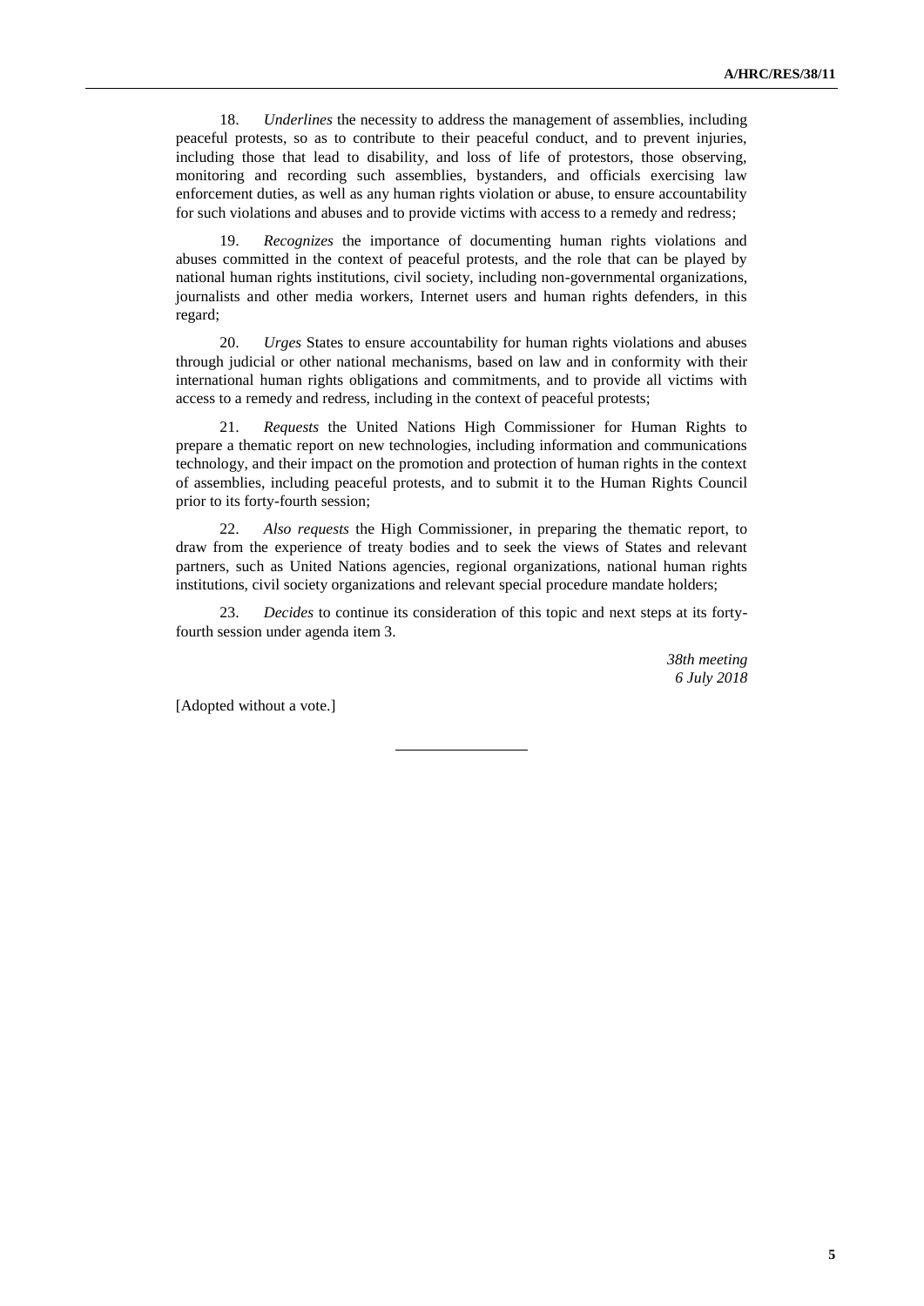18. *Underlines* the necessity to address the management of assemblies, including peaceful protests, so as to contribute to their peaceful conduct, and to prevent injuries, including those that lead to disability, and loss of life of protestors, those observing, monitoring and recording such assemblies, bystanders, and officials exercising law enforcement duties, as well as any human rights violation or abuse, to ensure accountability for such violations and abuses and to provide victims with access to a remedy and redress;

19. *Recognizes* the importance of documenting human rights violations and abuses committed in the context of peaceful protests, and the role that can be played by national human rights institutions, civil society, including non-governmental organizations, journalists and other media workers, Internet users and human rights defenders, in this regard;

20. *Urges* States to ensure accountability for human rights violations and abuses through judicial or other national mechanisms, based on law and in conformity with their international human rights obligations and commitments, and to provide all victims with access to a remedy and redress, including in the context of peaceful protests;

21. *Requests* the United Nations High Commissioner for Human Rights to prepare a thematic report on new technologies, including information and communications technology, and their impact on the promotion and protection of human rights in the context of assemblies, including peaceful protests, and to submit it to the Human Rights Council prior to its forty-fourth session;

22. *Also requests* the High Commissioner, in preparing the thematic report, to draw from the experience of treaty bodies and to seek the views of States and relevant partners, such as United Nations agencies, regional organizations, national human rights institutions, civil society organizations and relevant special procedure mandate holders;

23. *Decides* to continue its consideration of this topic and next steps at its forty-fourth session under agenda item 3.

*38th meeting*
*6 July 2018*

[Adopted without a vote.]